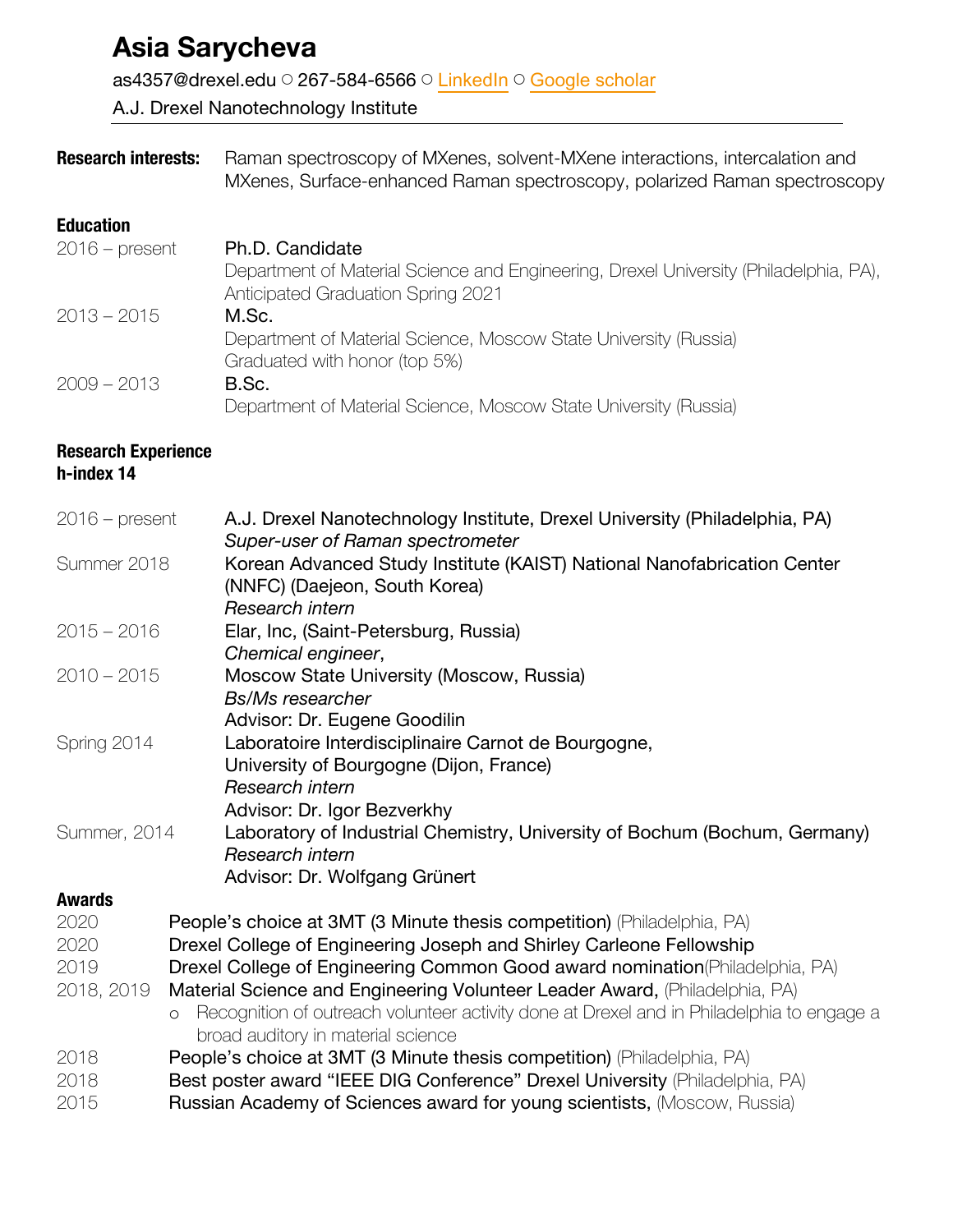# Asia Sarycheva

as4357@drexel.edu ○ 267-584-6566 ○ LinkedIn ○ Google scholar

A.J. Drexel Nanotechnology Institute

---

**Research interests:** Raman spectroscopy of MXenes, solvent-MXene interactions, intercalation and MXenes, Surface-enhanced Raman spectroscopy, polarized Raman spectroscopy

## Education

2016 – present — Ph.D. Candidate
Department of Material Science and Engineering, Drexel University (Philadelphia, PA), Anticipated Graduation Spring 2021

2013 – 2015 — M.Sc.
Department of Material Science, Moscow State University (Russia)
Graduated with honor (top 5%)

2009 – 2013 — B.Sc.
Department of Material Science, Moscow State University (Russia)

## Research Experience

**h-index 14**

2016 – present — A.J. Drexel Nanotechnology Institute, Drexel University (Philadelphia, PA)
*Super-user of Raman spectrometer*

Summer 2018 — Korean Advanced Study Institute (KAIST) National Nanofabrication Center (NNFC) (Daejeon, South Korea)
*Research intern*

2015 – 2016 — Elar, Inc, (Saint-Petersburg, Russia)
*Chemical engineer*,

2010 – 2015 — Moscow State University (Moscow, Russia)
*Bs/Ms researcher*
Advisor: Dr. Eugene Goodilin

Spring 2014 — Laboratoire Interdisciplinaire Carnot de Bourgogne, University of Bourgogne (Dijon, France)
*Research intern*
Advisor: Dr. Igor Bezverkhy

Summer, 2014 — Laboratory of Industrial Chemistry, University of Bochum (Bochum, Germany)
*Research intern*
Advisor: Dr. Wolfgang Grünert

## Awards

2020 — People's choice at 3MT (3 Minute thesis competition) (Philadelphia, PA)

2020 — Drexel College of Engineering Joseph and Shirley Carleone Fellowship

2019 — Drexel College of Engineering Common Good award nomination(Philadelphia, PA)

2018, 2019 — Material Science and Engineering Volunteer Leader Award, (Philadelphia, PA)
- Recognition of outreach volunteer activity done at Drexel and in Philadelphia to engage a broad auditory in material science

2018 — People's choice at 3MT (3 Minute thesis competition) (Philadelphia, PA)

2018 — Best poster award "IEEE DIG Conference" Drexel University (Philadelphia, PA)

2015 — Russian Academy of Sciences award for young scientists, (Moscow, Russia)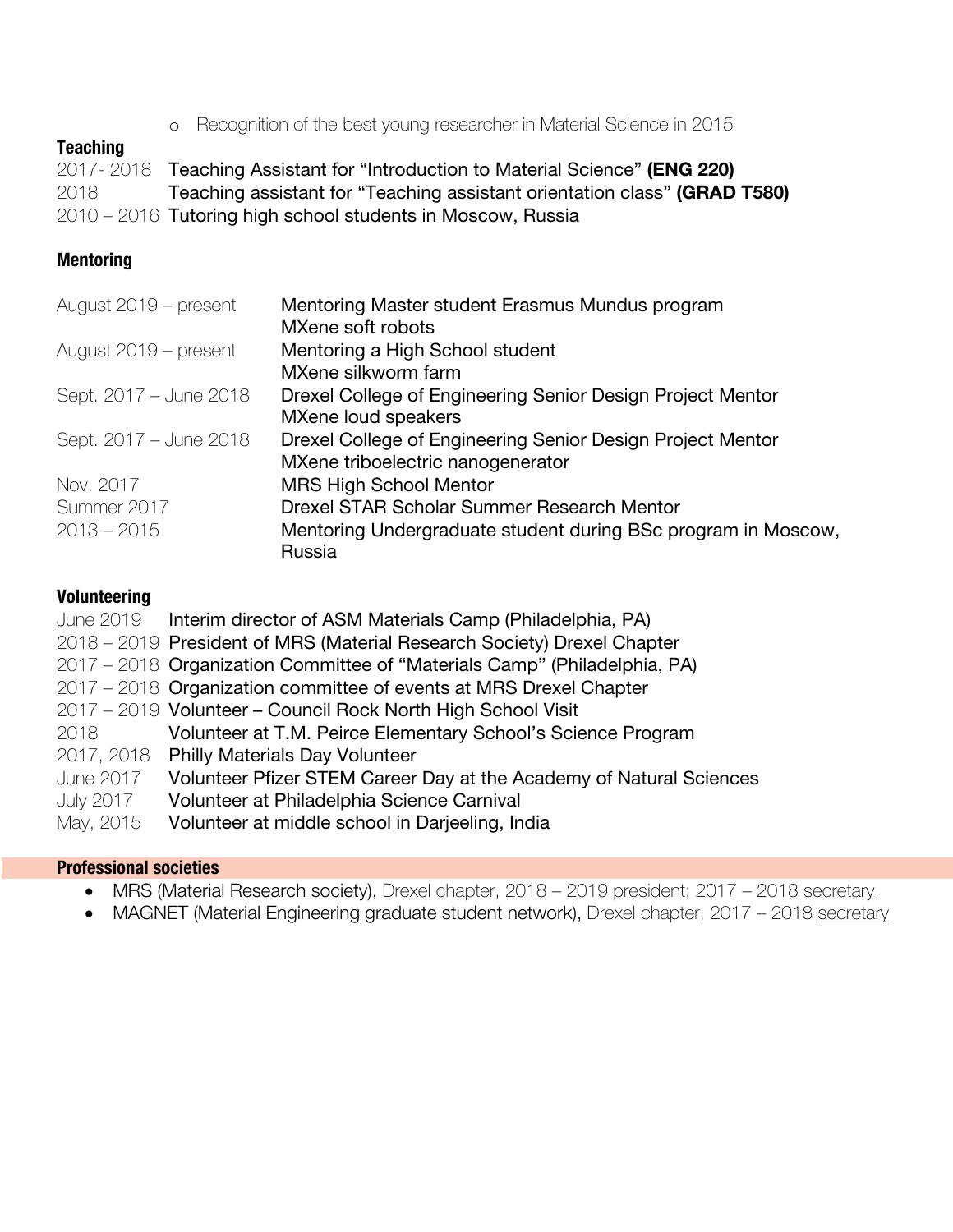- Recognition of the best young researcher in Material Science in 2015

## Teaching

2017- 2018 Teaching Assistant for "Introduction to Material Science" **(ENG 220)**
2018 Teaching assistant for "Teaching assistant orientation class" **(GRAD T580)**
2010 – 2016 Tutoring high school students in Moscow, Russia

## Mentoring

| | |
|---|---|
| August 2019 – present | Mentoring Master student Erasmus Mundus program<br>MXene soft robots |
| August 2019 – present | Mentoring a High School student<br>MXene silkworm farm |
| Sept. 2017 – June 2018 | Drexel College of Engineering Senior Design Project Mentor<br>MXene loud speakers |
| Sept. 2017 – June 2018 | Drexel College of Engineering Senior Design Project Mentor<br>MXene triboelectric nanogenerator |
| Nov. 2017 | MRS High School Mentor |
| Summer 2017 | Drexel STAR Scholar Summer Research Mentor |
| 2013 – 2015 | Mentoring Undergraduate student during BSc program in Moscow, Russia |

## Volunteering

June 2019 Interim director of ASM Materials Camp (Philadelphia, PA)
2018 – 2019 President of MRS (Material Research Society) Drexel Chapter
2017 – 2018 Organization Committee of "Materials Camp" (Philadelphia, PA)
2017 – 2018 Organization committee of events at MRS Drexel Chapter
2017 – 2019 Volunteer – Council Rock North High School Visit
2018 Volunteer at T.M. Peirce Elementary School's Science Program
2017, 2018 Philly Materials Day Volunteer
June 2017 Volunteer Pfizer STEM Career Day at the Academy of Natural Sciences
July 2017 Volunteer at Philadelphia Science Carnival
May, 2015 Volunteer at middle school in Darjeeling, India

## Professional societies

- MRS (Material Research society), Drexel chapter, 2018 – 2019 president; 2017 – 2018 secretary
- MAGNET (Material Engineering graduate student network), Drexel chapter, 2017 – 2018 secretary